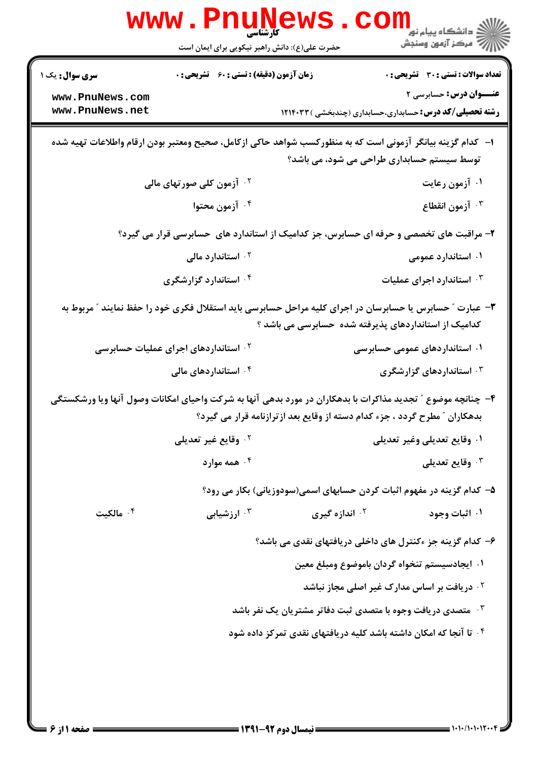**تعداد سوالات : تستی : ۳۰ تشریحی : ۰** | **زمان آزمون (دقیقه) : تستی : ۶۰ تشریحی : ۰** | **سری سوال : یک ۱**

**عنـــوان درس:** حسابرسی ۲

**رشته تحصیلی/کد درس:** حسابداری،حسابداری (چندبخشی )۱۲۱۴۰۳۳

۱- کدام گزینه بیانگر آزمونی است که به منظورکسب شواهد حاکی ازکامل، صحیح ومعتبر بودن ارقام واطلاعات تهیه شده توسط سیستم حسابداری طراحی می شود، می باشد؟

۱. آزمون رعایت

۲. آزمون کلی صورتهای مالی

۳. آزمون انقطاع

۴. آزمون محتوا

۲- مراقبت های تخصصی و حرفه ای حسابرس، جز کدامیک از استاندارد های حسابرسی قرار می گیرد؟

۱. استاندارد عمومی

۲. استاندارد مالی

۳. استاندارد اجرای عملیات

۴. استاندارد گزارشگری

۳- عبارت " حسابرس یا حسابرسان در اجرای کلیه مراحل حسابرسی باید استقلال فکری خود را حفظ نمایند " مربوط به کدامیک از استانداردهای پذیرفته شده حسابرسی می باشد ؟

۱. استانداردهای عمومی حسابرسی

۲. استانداردهای اجرای عملیات حسابرسی

۳. استانداردهای گزارشگری

۴. استانداردهای مالی

۴- چنانچه موضوع " تجدید مذاکرات با بدهکاران در مورد بدهی آنها به شرکت واحیای امکانات وصول آنها ویا ورشکستگی بدهکاران " مطرح گردد ، جزء کدام دسته از وقایع بعد ازترازنامه قرار می گیرد؟

۱. وقایع تعدیلی وغیر تعدیلی

۲. وقایع غیر تعدیلی

۳. وقایع تعدیلی

۴. همه موارد

۵- کدام گزینه در مفهوم اثبات کردن حسابهای اسمی(سودوزیانی) بکار می رود؟

۱. اثبات وجود

۲. اندازه گیری

۳. ارزشیابی

۴. مالکیت

۶- کدام گزینه جز ءکنترل های داخلی دریافتهای نقدی می باشد؟

۱. ایجادسیستم تنخواه گردان باموضوع ومبلغ معین

۲. دریافت بر اساس مدارک غیر اصلی مجاز نباشد

۳. متصدی دریافت وجوه با متصدی ثبت دفاتر مشتریان یک نفر باشد

۴. تا آنجا که امکان داشته باشد کلیه دریافتهای نقدی تمرکز داده شود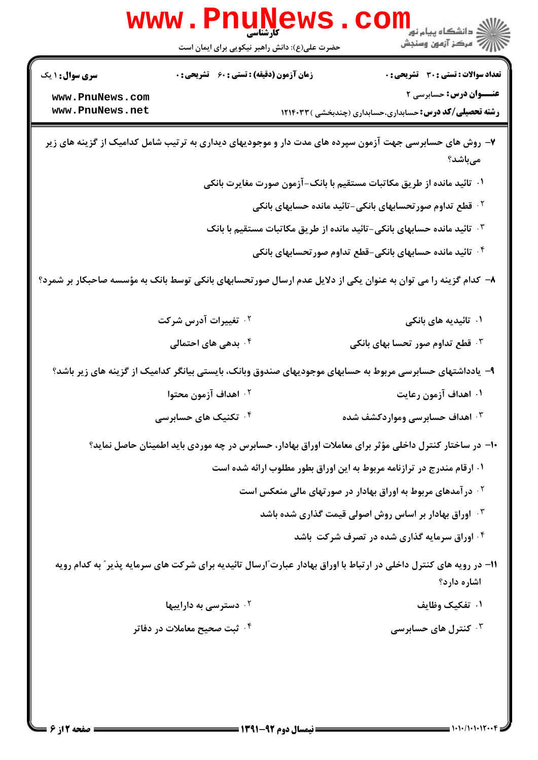۷- روش های حسابرسی جهت آزمون سپرده های مدت دار و موجودیهای دیداری به ترتیب شامل کدامیک از گزینه های زیر می‌باشد؟

۱. تائید مانده از طریق مکاتبات مستقیم با بانک-آزمون صورت مغایرت بانکی

۲. قطع تداوم صورتحسابهای بانکی-تائید مانده حسابهای بانکی

۳. تائید مانده حسابهای بانکی-تائید مانده از طریق مکاتبات مستقیم با بانک

۴. تائید مانده حسابهای بانکی-قطع تداوم صورتحسابهای بانکی

۸- کدام گزینه را می توان به عنوان یکی از دلایل عدم ارسال صورتحسابهای بانکی توسط بانک به مؤسسه صاحبکار بر شمرد؟

۱. تائیدیه های بانکی

۲. تغییرات آدرس شرکت

۳. قطع تداوم صور تحسا بهای بانکی

۴. بدهی های احتمالی

۹- یادداشتهای حسابرسی مربوط به حسابهای موجودیهای صندوق وبانک، بایستی بیانگر کدامیک از گزینه های زیر باشد؟

۱. اهداف آزمون رعایت

۲. اهداف آزمون محتوا

۳. اهداف حسابرسی ومواردکشف شده

۴. تکنیک های حسابرسی

۱۰- در ساختار کنترل داخلی مؤثر برای معاملات اوراق بهادار، حسابرس در چه موردی باید اطمینان حاصل نماید؟

۱. ارقام مندرج در ترازنامه مربوط به این اوراق بطور مطلوب ارائه شده است

۲. درآمدهای مربوط به اوراق بهادار در صورتهای مالی منعکس است

۳. اوراق بهادار بر اساس روش اصولی قیمت گذاری شده باشد

۴. اوراق سرمایه گذاری شده در تصرف شرکت باشد

۱۱- در رویه های کنترل داخلی در ارتباط با اوراق بهادار عبارت"ارسال تائیدیه برای شرکت های سرمایه پذیر" به کدام رویه اشاره دارد؟

۱. تفکیک وظایف

۲. دسترسی به داراییها

۳. کنترل های حسابرسی

۴. ثبت صحیح معاملات در دفاتر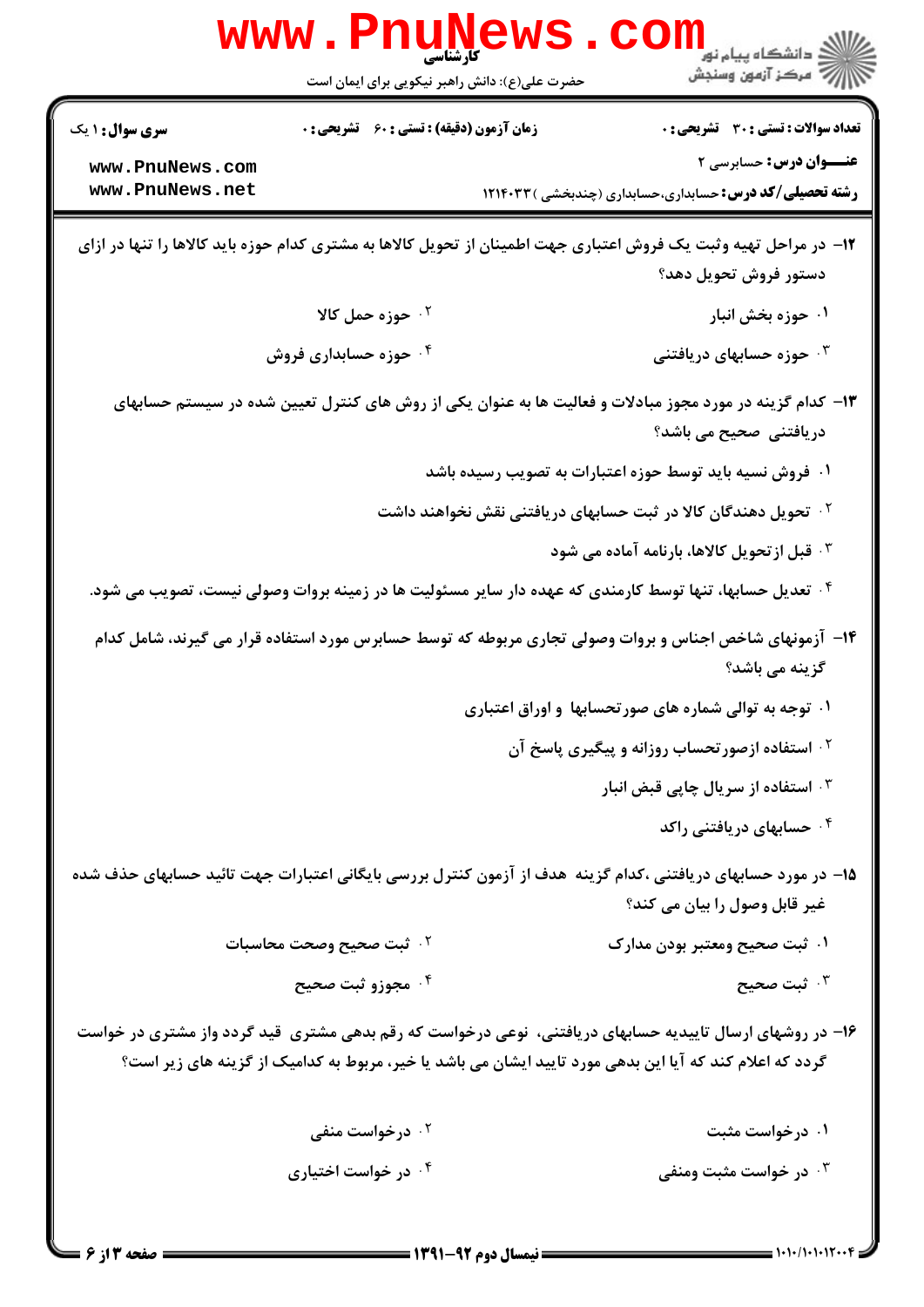۱۲– در مراحل تهیه وثبت یک فروش اعتباری جهت اطمینان از تحویل کالاها به مشتری کدام حوزه باید کالاها را تنها در ازای دستور فروش تحویل دهد؟

۱. حوزه بخش انبار

۲. حوزه حمل کالا

۳. حوزه حسابهای دریافتنی

۴. حوزه حسابداری فروش

۱۳– کدام گزینه در مورد مجوز مبادلات و فعالیت ها به عنوان یکی از روش های کنترل تعیین شده در سیستم حسابهای دریافتنی صحیح می باشد؟

۱. فروش نسیه باید توسط حوزه اعتبارات به تصویب رسیده باشد

۲. تحویل دهندگان کالا در ثبت حسابهای دریافتنی نقش نخواهند داشت

۳. قبل ازتحویل کالاها، بارنامه آماده می شود

۴. تعدیل حسابها، تنها توسط کارمندی که عهده دار سایر مسئولیت ها در زمینه بروات وصولی نیست، تصویب می شود.

۱۴– آزمونهای شاخص اجناس و بروات وصولی تجاری مربوطه که توسط حسابرس مورد استفاده قرار می گیرند، شامل کدام گزینه می باشد؟

۱. توجه به توالی شماره های صورتحسابها و اوراق اعتباری

۲. استفاده ازصورتحساب روزانه و پیگیری پاسخ آن

۳. استفاده از سریال چاپی قبض انبار

۴. حسابهای دریافتنی راکد

۱۵– در مورد حسابهای دریافتنی ،کدام گزینه هدف از آزمون کنترل بررسی بایگانی اعتبارات جهت تائید حسابهای حذف شده غیر قابل وصول را بیان می کند؟

۱. ثبت صحیح ومعتبر بودن مدارک

۲. ثبت صحیح وصحت محاسبات

۳. ثبت صحیح

۴. مجوزو ثبت صحیح

۱۶– در روشهای ارسال تاییدیه حسابهای دریافتنی، نوعی درخواست که رقم بدهی مشتری قید گردد واز مشتری در خواست گردد که اعلام کند که آیا این بدهی مورد تایید ایشان می باشد یا خیر، مربوط به کدامیک از گزینه های زیر است؟

۱. درخواست مثبت

۲. درخواست منفی

۳. در خواست مثبت ومنفی

۴. در خواست اختیاری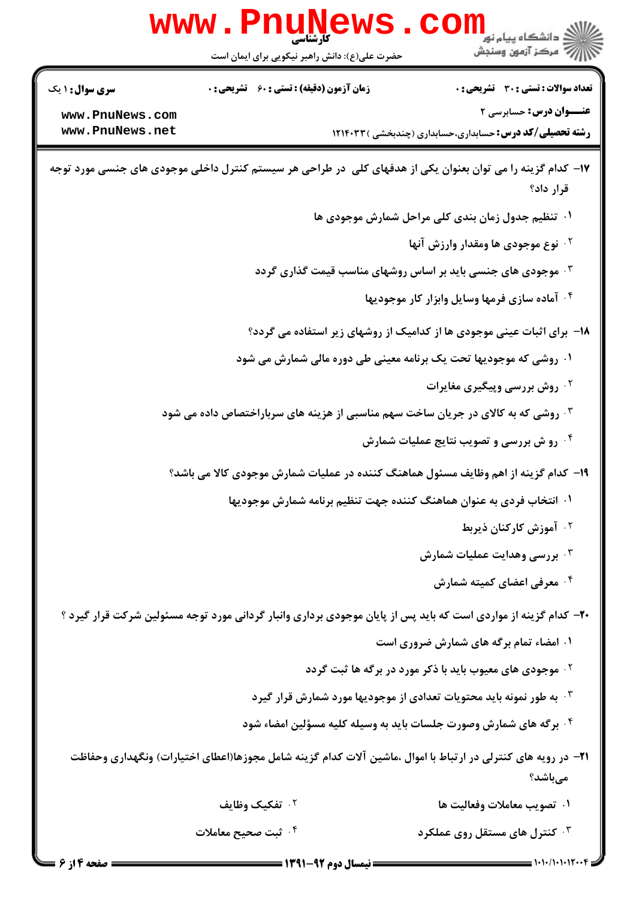**تعداد سوالات : تستی : ۳۰ تشریحی : ۰** | **زمان آزمون (دقیقه) : تستی : ۶۰ تشریحی : ۰** | **سری سوال : ۱ یک**

**عنـــوان درس :** حسابرسی ۲

**رشته تحصیلی/کد درس :** حسابداری،حسابداری (چندبخشی ) ۱۲۱۴۰۳۳

۱۷- کدام گزینه را می توان بعنوان یکی از هدفهای کلی در طراحی هر سیستم کنترل داخلی موجودی های جنسی مورد توجه قرار داد؟

۱. تنظیم جدول زمان بندی کلی مراحل شمارش موجودی ها

۲. نوع موجودی ها ومقدار وارزش آنها

۳. موجودی های جنسی باید بر اساس روشهای مناسب قیمت گذاری گردد

۴. آماده سازی فرمها وسایل وابزار کار موجودیها

۱۸- برای اثبات عینی موجودی ها از کدامیک از روشهای زیر استفاده می گردد؟

۱. روشی که موجودیها تحت یک برنامه معینی طی دوره مالی شمارش می شود

۲. روش بررسی وپیگیری مغایرات

۳. روشی که به کالای در جریان ساخت سهم مناسبی از هزینه های سرباراختصاص داده می شود

۴. رو ش بررسی و تصویب نتایج عملیات شمارش

۱۹- کدام گزینه از اهم وظایف مسئول هماهنگ کننده در عملیات شمارش موجودی کالا می باشد؟

۱. انتخاب فردی به عنوان هماهنگ کننده جهت تنظیم برنامه شمارش موجودیها

۲. آموزش کارکنان ذیربط

۳. بررسی وهدایت عملیات شمارش

۴. معرفی اعضای کمیته شمارش

۲۰- کدام گزینه از مواردی است که باید پس از پایان موجودی برداری وانبار گردانی مورد توجه مسئولین شرکت قرار گیرد ؟

۱. امضاء تمام برگه های شمارش ضروری است

۲. موجودی های معیوب باید با ذکر مورد در برگه ها ثبت گردد

۳. به طور نمونه باید محتویات تعدادی از موجودیها مورد شمارش قرار گیرد

۴. برگه های شمارش وصورت جلسات باید به وسیله کلیه مسؤلین امضاء شود

۲۱- در رویه های کنترلی در ارتباط با اموال ،ماشین آلات کدام گزینه شامل مجوزها(اعطای اختیارات) ونگهداری وحفاظت می‌باشد؟

۱. تصویب معاملات وفعالیت ها

۲. تفکیک وظایف

۳. کنترل های مستقل روی عملکرد

۴. ثبت صحیح معاملات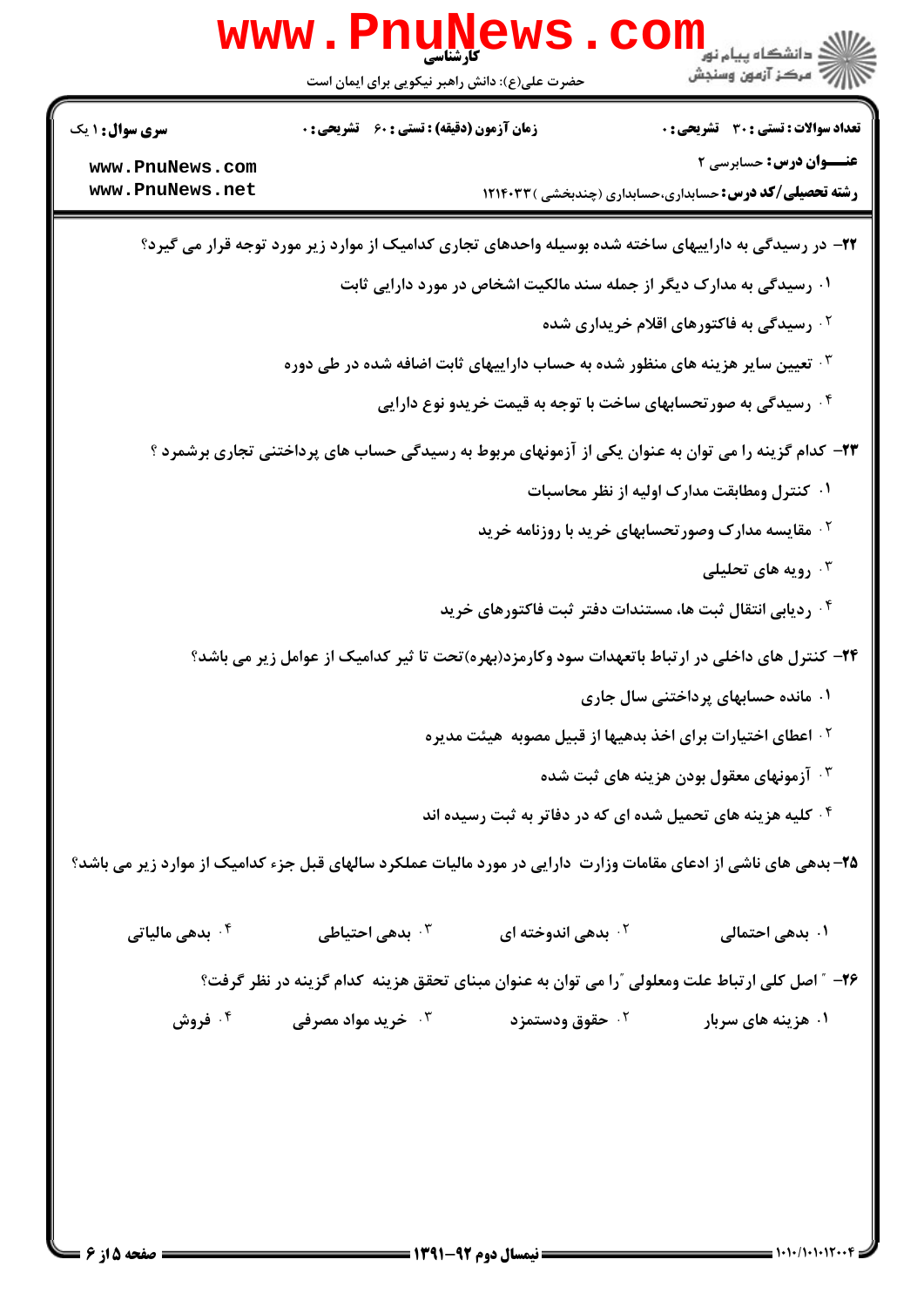**سری سوال:** ۱ یک

**زمان آزمون (دقیقه) : تستی :** ۶۰ **تشریحی :** ۰

**تعداد سوالات : تستی :** ۳۰ **تشریحی :** ۰

**عنـــوان درس:** حسابرسی ۲

**رشته تحصیلی/کد درس:** حسابداری،حسابداری (چندبخشی )۱۲۱۴۰۳۳

۲۲- در رسیدگی به داراییهای ساخته شده بوسیله واحدهای تجاری کدامیک از موارد زیر مورد توجه قرار می گیرد؟

۱. رسیدگی به مدارک دیگر از جمله سند مالکیت اشخاص در مورد دارایی ثابت

۲. رسیدگی به فاکتورهای اقلام خریداری شده

۳. تعیین سایر هزینه های منظور شده به حساب داراییهای ثابت اضافه شده در طی دوره

۴. رسیدگی به صورتحسابهای ساخت با توجه به قیمت خریدو نوع دارایی

۲۳- کدام گزینه را می توان به عنوان یکی از آزمونهای مربوط به رسیدگی حساب های پرداختنی تجاری برشمرد ؟

۱. کنترل ومطابقت مدارک اولیه از نظر محاسبات

۲. مقایسه مدارک وصورتحسابهای خرید با روزنامه خرید

۳. رویه های تحلیلی

۴. ردیابی انتقال ثبت ها، مستندات دفتر ثبت فاکتورهای خرید

۲۴- کنترل های داخلی در ارتباط باتعهدات سود وکارمزد(بهره)تحت تا ثیر کدامیک از عوامل زیر می باشد؟

۱. مانده حسابهای پرداختنی سال جاری

۲. اعطای اختیارات برای اخذ بدهیها از قبیل مصوبه هیئت مدیره

۳. آزمونهای معقول بودن هزینه های ثبت شده

۴. کلیه هزینه های تحمیل شده ای که در دفاتر به ثبت رسیده اند

۲۵- بدهی های ناشی از ادعای مقامات وزارت دارایی در مورد مالیات عملکرد سالهای قبل جزء کدامیک از موارد زیر می باشد؟

۱. بدهی احتمالی

۲. بدهی اندوخته ای

۳. بدهی احتیاطی

۴. بدهی مالیاتی

۲۶- " اصل کلی ارتباط علت ومعلولی "را می توان به عنوان مبنای تحقق هزینه کدام گزینه در نظر گرفت؟

۱. هزینه های سربار

۲. حقوق ودستمزد

۳. خرید مواد مصرفی

۴. فروش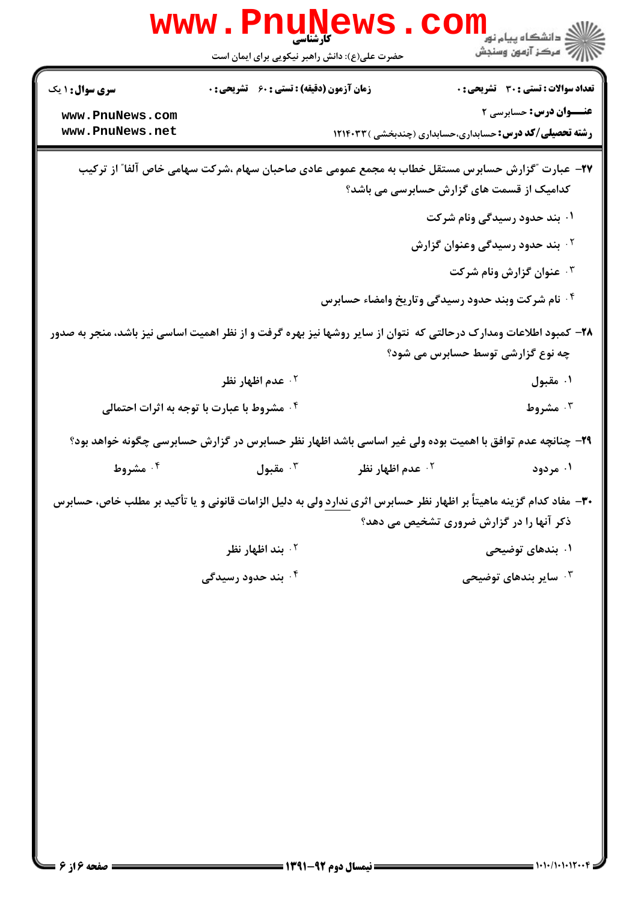۲۷- عبارت "گزارش حسابرس مستقل خطاب به مجمع عمومی عادی صاحبان سهام ،شرکت سهامی خاص آلفا" از ترکیب کدامیک از قسمت های گزارش حسابرسی می باشد؟

۱. بند حدود رسیدگی ونام شرکت

۲. بند حدود رسیدگی وعنوان گزارش

۳. عنوان گزارش ونام شرکت

۴. نام شرکت وبند حدود رسیدگی وتاریخ وامضاء حسابرس

۲۸- کمبود اطلاعات ومدارک درحالتی که نتوان از سایر روشها نیز بهره گرفت و از نظر اهمیت اساسی نیز باشد، منجر به صدور چه نوع گزارشی توسط حسابرس می شود؟

۱. مقبول

۲. عدم اظهار نظر

۳. مشروط

۴. مشروط با عبارت با توجه به اثرات احتمالی

۲۹- چنانچه عدم توافق با اهمیت بوده ولی غیر اساسی باشد اظهار نظر حسابرس در گزارش حسابرسی چگونه خواهد بود؟

۱. مردود

۲. عدم اظهار نظر

۳. مقبول

۴. مشروط

۳۰- مفاد کدام گزینه ماهیتاً بر اظهار نظر حسابرس اثری ندارد ولی به دلیل الزامات قانونی و یا تأکید بر مطلب خاص، حسابرس ذکر آنها را در گزارش ضروری تشخیص می دهد؟

۱. بندهای توضیحی

۲. بند اظهار نظر

۳. سایر بندهای توضیحی

۴. بند حدود رسیدگی